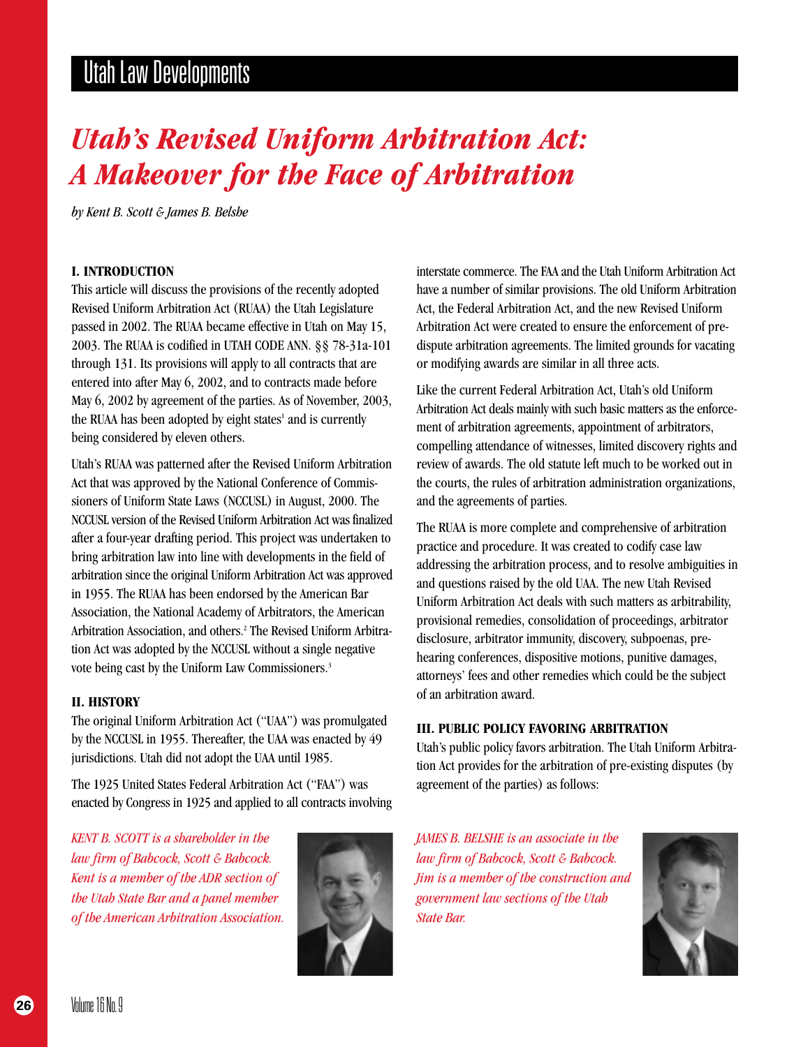# Utah's Revised Uniform Arbitration Act: A Makeover for the Face of Arbitration

*by Kent B. Scott & James B. Belshe*

### I. INTRODUCTION

This article will discuss the provisions of the recently adopted Revised Uniform Arbitration Act (RUAA) the Utah Legislature passed in 2002. The RUAA became effective in Utah on May 15, 2003. The RUAA is codified in UTAH CODE ANN. §§ 78-31a-101 through 131. Its provisions will apply to all contracts that are entered into after May 6, 2002, and to contracts made before May 6, 2002 by agreement of the parties. As of November, 2003, the RUAA has been adopted by eight states[1] and is currently being considered by eleven others.

Utah's RUAA was patterned after the Revised Uniform Arbitration Act that was approved by the National Conference of Commissioners of Uniform State Laws (NCCUSL) in August, 2000. The NCCUSL version of the Revised Uniform Arbitration Act was finalized after a four-year drafting period. This project was undertaken to bring arbitration law into line with developments in the field of arbitration since the original Uniform Arbitration Act was approved in 1955. The RUAA has been endorsed by the American Bar Association, the National Academy of Arbitrators, the American Arbitration Association, and others.[2] The Revised Uniform Arbitration Act was adopted by the NCCUSL without a single negative vote being cast by the Uniform Law Commissioners.[3]

### II. HISTORY

The original Uniform Arbitration Act ("UAA") was promulgated by the NCCUSL in 1955. Thereafter, the UAA was enacted by 49 jurisdictions. Utah did not adopt the UAA until 1985.

The 1925 United States Federal Arbitration Act ("FAA") was enacted by Congress in 1925 and applied to all contracts involving interstate commerce. The FAA and the Utah Uniform Arbitration Act have a number of similar provisions. The old Uniform Arbitration Act, the Federal Arbitration Act, and the new Revised Uniform Arbitration Act were created to ensure the enforcement of pre-dispute arbitration agreements. The limited grounds for vacating or modifying awards are similar in all three acts.

Like the current Federal Arbitration Act, Utah's old Uniform Arbitration Act deals mainly with such basic matters as the enforcement of arbitration agreements, appointment of arbitrators, compelling attendance of witnesses, limited discovery rights and review of awards. The old statute left much to be worked out in the courts, the rules of arbitration administration organizations, and the agreements of parties.

The RUAA is more complete and comprehensive of arbitration practice and procedure. It was created to codify case law addressing the arbitration process, and to resolve ambiguities in and questions raised by the old UAA. The new Utah Revised Uniform Arbitration Act deals with such matters as arbitrability, provisional remedies, consolidation of proceedings, arbitrator disclosure, arbitrator immunity, discovery, subpoenas, pre-hearing conferences, dispositive motions, punitive damages, attorneys' fees and other remedies which could be the subject of an arbitration award.

### III. PUBLIC POLICY FAVORING ARBITRATION

Utah's public policy favors arbitration. The Utah Uniform Arbitration Act provides for the arbitration of pre-existing disputes (by agreement of the parties) as follows:

*KENT B. SCOTT is a shareholder in the law firm of Babcock, Scott & Babcock. Kent is a member of the ADR section of the Utah State Bar and a panel member of the American Arbitration Association.*

*JAMES B. BELSHE is an associate in the law firm of Babcock, Scott & Babcock. Jim is a member of the construction and government law sections of the Utah State Bar.*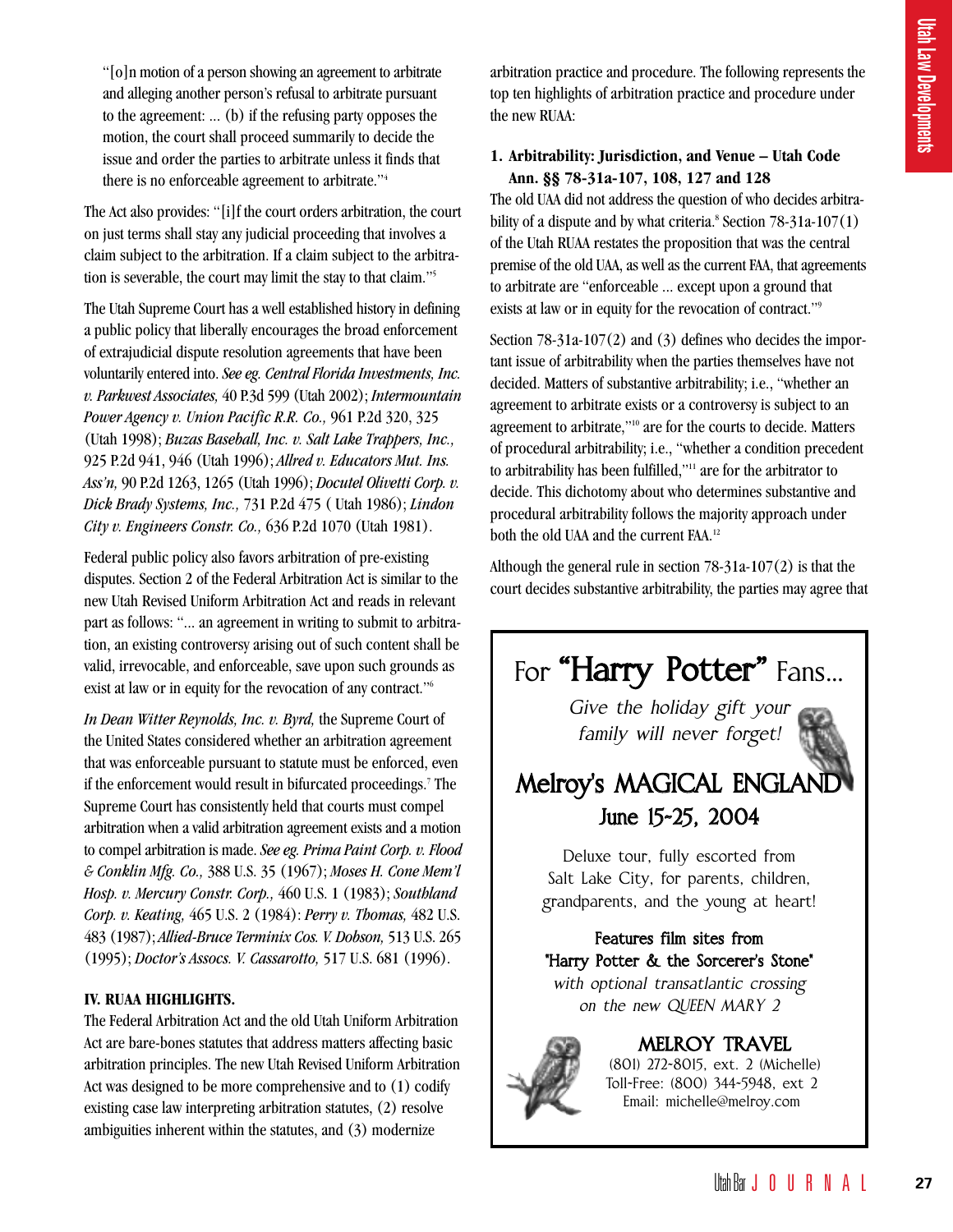"[o]n motion of a person showing an agreement to arbitrate and alleging another person's refusal to arbitrate pursuant to the agreement: ... (b) if the refusing party opposes the motion, the court shall proceed summarily to decide the issue and order the parties to arbitrate unless it finds that there is no enforceable agreement to arbitrate."[4]

The Act also provides: "[i]f the court orders arbitration, the court on just terms shall stay any judicial proceeding that involves a claim subject to the arbitration. If a claim subject to the arbitration is severable, the court may limit the stay to that claim."[5]

The Utah Supreme Court has a well established history in defining a public policy that liberally encourages the broad enforcement of extrajudicial dispute resolution agreements that have been voluntarily entered into. *See eg. Central Florida Investments, Inc. v. Parkwest Associates,* 40 P.3d 599 (Utah 2002); *Intermountain Power Agency v. Union Pacific R.R. Co.,* 961 P.2d 320, 325 (Utah 1998); *Buzas Baseball, Inc. v. Salt Lake Trappers, Inc.,* 925 P.2d 941, 946 (Utah 1996); *Allred v. Educators Mut. Ins. Ass'n,* 90 P.2d 1263, 1265 (Utah 1996); *Docutel Olivetti Corp. v. Dick Brady Systems, Inc.,* 731 P.2d 475 ( Utah 1986); *Lindon City v. Engineers Constr. Co.,* 636 P.2d 1070 (Utah 1981).

Federal public policy also favors arbitration of pre-existing disputes. Section 2 of the Federal Arbitration Act is similar to the new Utah Revised Uniform Arbitration Act and reads in relevant part as follows: "... an agreement in writing to submit to arbitration, an existing controversy arising out of such content shall be valid, irrevocable, and enforceable, save upon such grounds as exist at law or in equity for the revocation of any contract."[6]

*In Dean Witter Reynolds, Inc. v. Byrd,* the Supreme Court of the United States considered whether an arbitration agreement that was enforceable pursuant to statute must be enforced, even if the enforcement would result in bifurcated proceedings.[7] The Supreme Court has consistently held that courts must compel arbitration when a valid arbitration agreement exists and a motion to compel arbitration is made. *See eg. Prima Paint Corp. v. Flood & Conklin Mfg. Co.,* 388 U.S. 35 (1967); *Moses H. Cone Mem'l Hosp. v. Mercury Constr. Corp.,* 460 U.S. 1 (1983); *Southland Corp. v. Keating,* 465 U.S. 2 (1984): *Perry v. Thomas,* 482 U.S. 483 (1987); *Allied-Bruce Terminix Cos. V. Dobson,* 513 U.S. 265 (1995); *Doctor's Assocs. V. Cassarotto,* 517 U.S. 681 (1996).

**IV. RUAA HIGHLIGHTS.**

The Federal Arbitration Act and the old Utah Uniform Arbitration Act are bare-bones statutes that address matters affecting basic arbitration principles. The new Utah Revised Uniform Arbitration Act was designed to be more comprehensive and to (1) codify existing case law interpreting arbitration statutes, (2) resolve ambiguities inherent within the statutes, and (3) modernize arbitration practice and procedure. The following represents the top ten highlights of arbitration practice and procedure under the new RUAA:

**1. Arbitrability: Jurisdiction, and Venue – Utah Code Ann. §§ 78-31a-107, 108, 127 and 128**

The old UAA did not address the question of who decides arbitrability of a dispute and by what criteria.[8] Section 78-31a-107(1) of the Utah RUAA restates the proposition that was the central premise of the old UAA, as well as the current FAA, that agreements to arbitrate are "enforceable ... except upon a ground that exists at law or in equity for the revocation of contract."[9]

Section 78-31a-107(2) and (3) defines who decides the important issue of arbitrability when the parties themselves have not decided. Matters of substantive arbitrability; i.e., "whether an agreement to arbitrate exists or a controversy is subject to an agreement to arbitrate,"[10] are for the courts to decide. Matters of procedural arbitrability; i.e., "whether a condition precedent to arbitrability has been fulfilled,"[11] are for the arbitrator to decide. This dichotomy about who determines substantive and procedural arbitrability follows the majority approach under both the old UAA and the current FAA.[12]

Although the general rule in section 78-31a-107(2) is that the court decides substantive arbitrability, the parties may agree that

For **"Harry Potter"** Fans...

*Give the holiday gift your family will never forget!*

**Melroy's MAGICAL ENGLAND**

**June 15-25, 2004**

Deluxe tour, fully escorted from Salt Lake City, for parents, children, grandparents, and the young at heart!

**Features film sites from "Harry Potter & the Sorcerer's Stone"**

*with optional transatlantic crossing on the new QUEEN MARY 2*

**MELROY TRAVEL**

(801) 272-8015, ext. 2 (Michelle)
Toll-Free: (800) 344-5948, ext 2
Email: michelle@melroy.com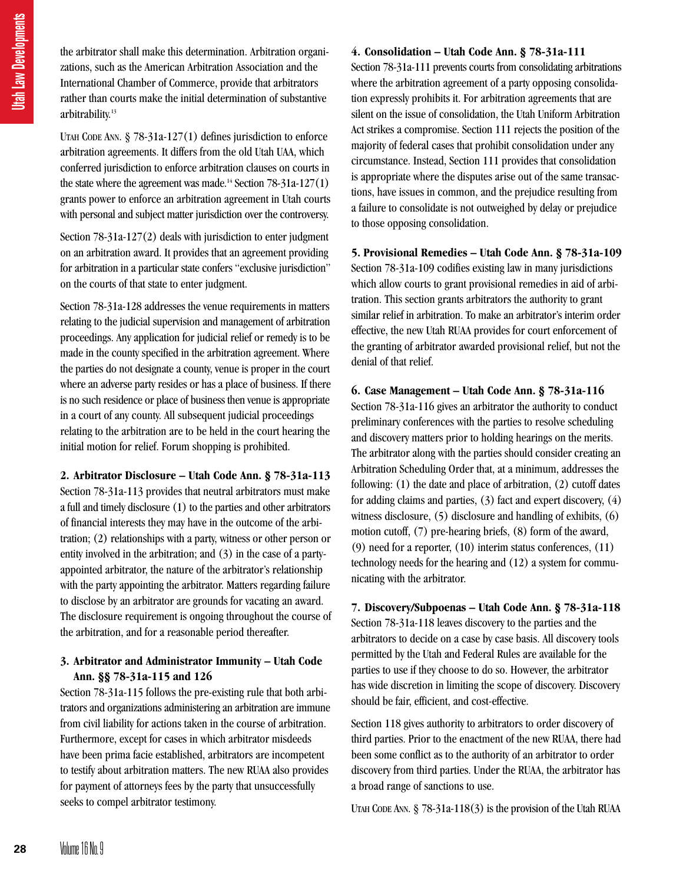the arbitrator shall make this determination. Arbitration organizations, such as the American Arbitration Association and the International Chamber of Commerce, provide that arbitrators rather than courts make the initial determination of substantive arbitrability.[13]

UTAH CODE ANN. § 78-31a-127(1) defines jurisdiction to enforce arbitration agreements. It differs from the old Utah UAA, which conferred jurisdiction to enforce arbitration clauses on courts in the state where the agreement was made.[14] Section 78-31a-127(1) grants power to enforce an arbitration agreement in Utah courts with personal and subject matter jurisdiction over the controversy.

Section 78-31a-127(2) deals with jurisdiction to enter judgment on an arbitration award. It provides that an agreement providing for arbitration in a particular state confers "exclusive jurisdiction" on the courts of that state to enter judgment.

Section 78-31a-128 addresses the venue requirements in matters relating to the judicial supervision and management of arbitration proceedings. Any application for judicial relief or remedy is to be made in the county specified in the arbitration agreement. Where the parties do not designate a county, venue is proper in the court where an adverse party resides or has a place of business. If there is no such residence or place of business then venue is appropriate in a court of any county. All subsequent judicial proceedings relating to the arbitration are to be held in the court hearing the initial motion for relief. Forum shopping is prohibited.

**2. Arbitrator Disclosure – Utah Code Ann. § 78-31a-113**

Section 78-31a-113 provides that neutral arbitrators must make a full and timely disclosure (1) to the parties and other arbitrators of financial interests they may have in the outcome of the arbitration; (2) relationships with a party, witness or other person or entity involved in the arbitration; and (3) in the case of a party-appointed arbitrator, the nature of the arbitrator's relationship with the party appointing the arbitrator. Matters regarding failure to disclose by an arbitrator are grounds for vacating an award. The disclosure requirement is ongoing throughout the course of the arbitration, and for a reasonable period thereafter.

**3. Arbitrator and Administrator Immunity – Utah Code Ann. §§ 78-31a-115 and 126**

Section 78-31a-115 follows the pre-existing rule that both arbitrators and organizations administering an arbitration are immune from civil liability for actions taken in the course of arbitration. Furthermore, except for cases in which arbitrator misdeeds have been prima facie established, arbitrators are incompetent to testify about arbitration matters. The new RUAA also provides for payment of attorneys fees by the party that unsuccessfully seeks to compel arbitrator testimony.

**4. Consolidation – Utah Code Ann. § 78-31a-111**

Section 78-31a-111 prevents courts from consolidating arbitrations where the arbitration agreement of a party opposing consolidation expressly prohibits it. For arbitration agreements that are silent on the issue of consolidation, the Utah Uniform Arbitration Act strikes a compromise. Section 111 rejects the position of the majority of federal cases that prohibit consolidation under any circumstance. Instead, Section 111 provides that consolidation is appropriate where the disputes arise out of the same transactions, have issues in common, and the prejudice resulting from a failure to consolidate is not outweighed by delay or prejudice to those opposing consolidation.

**5. Provisional Remedies – Utah Code Ann. § 78-31a-109**

Section 78-31a-109 codifies existing law in many jurisdictions which allow courts to grant provisional remedies in aid of arbitration. This section grants arbitrators the authority to grant similar relief in arbitration. To make an arbitrator's interim order effective, the new Utah RUAA provides for court enforcement of the granting of arbitrator awarded provisional relief, but not the denial of that relief.

**6. Case Management – Utah Code Ann. § 78-31a-116**

Section 78-31a-116 gives an arbitrator the authority to conduct preliminary conferences with the parties to resolve scheduling and discovery matters prior to holding hearings on the merits. The arbitrator along with the parties should consider creating an Arbitration Scheduling Order that, at a minimum, addresses the following: (1) the date and place of arbitration, (2) cutoff dates for adding claims and parties, (3) fact and expert discovery, (4) witness disclosure, (5) disclosure and handling of exhibits, (6) motion cutoff, (7) pre-hearing briefs, (8) form of the award, (9) need for a reporter, (10) interim status conferences, (11) technology needs for the hearing and (12) a system for communicating with the arbitrator.

**7. Discovery/Subpoenas – Utah Code Ann. § 78-31a-118**

Section 78-31a-118 leaves discovery to the parties and the arbitrators to decide on a case by case basis. All discovery tools permitted by the Utah and Federal Rules are available for the parties to use if they choose to do so. However, the arbitrator has wide discretion in limiting the scope of discovery. Discovery should be fair, efficient, and cost-effective.

Section 118 gives authority to arbitrators to order discovery of third parties. Prior to the enactment of the new RUAA, there had been some conflict as to the authority of an arbitrator to order discovery from third parties. Under the RUAA, the arbitrator has a broad range of sanctions to use.

UTAH CODE ANN. § 78-31a-118(3) is the provision of the Utah RUAA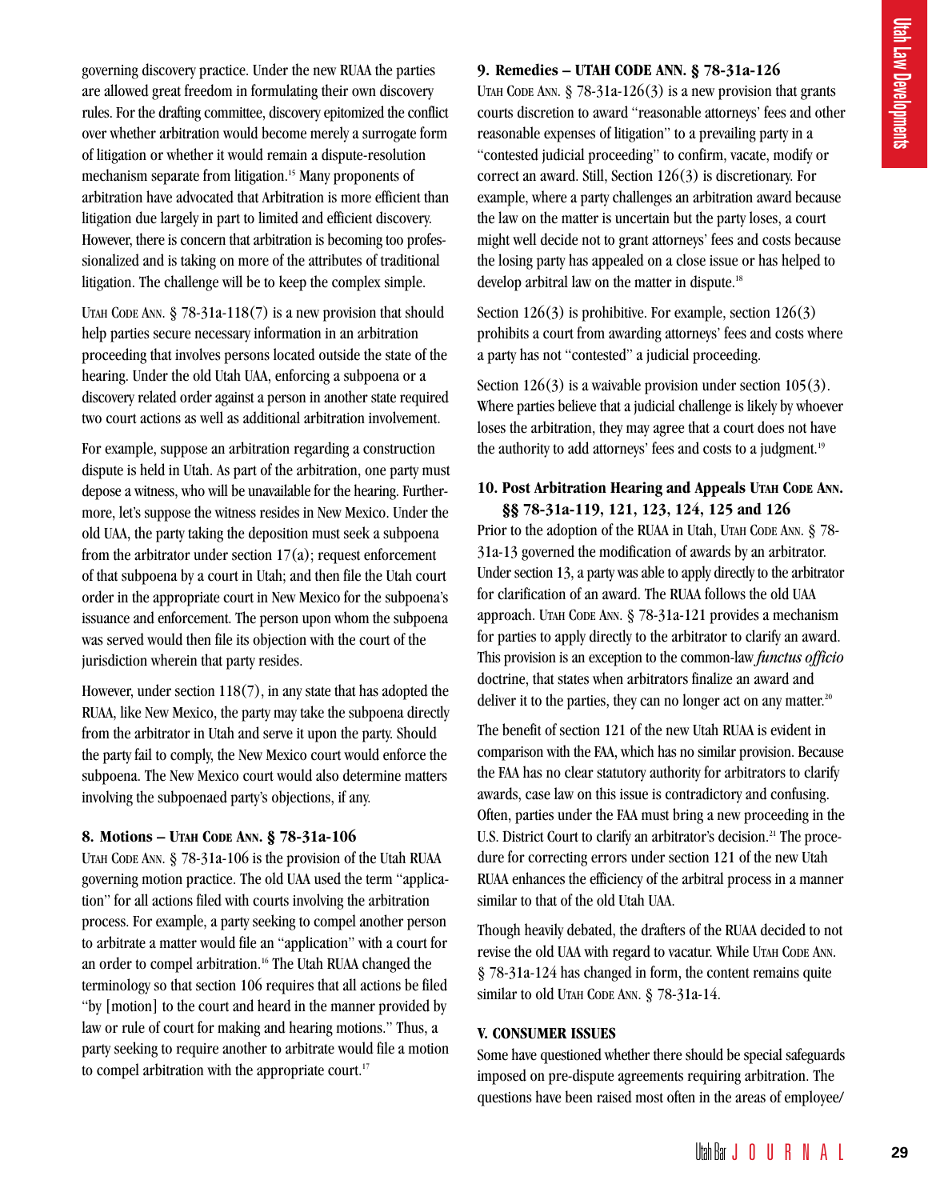governing discovery practice. Under the new RUAA the parties are allowed great freedom in formulating their own discovery rules. For the drafting committee, discovery epitomized the conflict over whether arbitration would become merely a surrogate form of litigation or whether it would remain a dispute-resolution mechanism separate from litigation.[15] Many proponents of arbitration have advocated that Arbitration is more efficient than litigation due largely in part to limited and efficient discovery. However, there is concern that arbitration is becoming too professionalized and is taking on more of the attributes of traditional litigation. The challenge will be to keep the complex simple.

UTAH CODE ANN. § 78-31a-118(7) is a new provision that should help parties secure necessary information in an arbitration proceeding that involves persons located outside the state of the hearing. Under the old Utah UAA, enforcing a subpoena or a discovery related order against a person in another state required two court actions as well as additional arbitration involvement.

For example, suppose an arbitration regarding a construction dispute is held in Utah. As part of the arbitration, one party must depose a witness, who will be unavailable for the hearing. Furthermore, let's suppose the witness resides in New Mexico. Under the old UAA, the party taking the deposition must seek a subpoena from the arbitrator under section 17(a); request enforcement of that subpoena by a court in Utah; and then file the Utah court order in the appropriate court in New Mexico for the subpoena's issuance and enforcement. The person upon whom the subpoena was served would then file its objection with the court of the jurisdiction wherein that party resides.

However, under section 118(7), in any state that has adopted the RUAA, like New Mexico, the party may take the subpoena directly from the arbitrator in Utah and serve it upon the party. Should the party fail to comply, the New Mexico court would enforce the subpoena. The New Mexico court would also determine matters involving the subpoenaed party's objections, if any.

### 8. Motions – UTAH CODE ANN. § 78-31a-106

UTAH CODE ANN. § 78-31a-106 is the provision of the Utah RUAA governing motion practice. The old UAA used the term "application" for all actions filed with courts involving the arbitration process. For example, a party seeking to compel another person to arbitrate a matter would file an "application" with a court for an order to compel arbitration.[16] The Utah RUAA changed the terminology so that section 106 requires that all actions be filed "by [motion] to the court and heard in the manner provided by law or rule of court for making and hearing motions." Thus, a party seeking to require another to arbitrate would file a motion to compel arbitration with the appropriate court.[17]

### 9. Remedies – UTAH CODE ANN. § 78-31a-126

UTAH CODE ANN. § 78-31a-126(3) is a new provision that grants courts discretion to award "reasonable attorneys' fees and other reasonable expenses of litigation" to a prevailing party in a "contested judicial proceeding" to confirm, vacate, modify or correct an award. Still, Section 126(3) is discretionary. For example, where a party challenges an arbitration award because the law on the matter is uncertain but the party loses, a court might well decide not to grant attorneys' fees and costs because the losing party has appealed on a close issue or has helped to develop arbitral law on the matter in dispute.[18]

Section 126(3) is prohibitive. For example, section 126(3) prohibits a court from awarding attorneys' fees and costs where a party has not "contested" a judicial proceeding.

Section 126(3) is a waivable provision under section 105(3). Where parties believe that a judicial challenge is likely by whoever loses the arbitration, they may agree that a court does not have the authority to add attorneys' fees and costs to a judgment.[19]

### 10. Post Arbitration Hearing and Appeals UTAH CODE ANN. §§ 78-31a-119, 121, 123, 124, 125 and 126

Prior to the adoption of the RUAA in Utah, UTAH CODE ANN. § 78-31a-13 governed the modification of awards by an arbitrator. Under section 13, a party was able to apply directly to the arbitrator for clarification of an award. The RUAA follows the old UAA approach. UTAH CODE ANN. § 78-31a-121 provides a mechanism for parties to apply directly to the arbitrator to clarify an award. This provision is an exception to the common-law *functus officio* doctrine, that states when arbitrators finalize an award and deliver it to the parties, they can no longer act on any matter.[20]

The benefit of section 121 of the new Utah RUAA is evident in comparison with the FAA, which has no similar provision. Because the FAA has no clear statutory authority for arbitrators to clarify awards, case law on this issue is contradictory and confusing. Often, parties under the FAA must bring a new proceeding in the U.S. District Court to clarify an arbitrator's decision.[21] The procedure for correcting errors under section 121 of the new Utah RUAA enhances the efficiency of the arbitral process in a manner similar to that of the old Utah UAA.

Though heavily debated, the drafters of the RUAA decided to not revise the old UAA with regard to vacatur. While UTAH CODE ANN. § 78-31a-124 has changed in form, the content remains quite similar to old UTAH CODE ANN. § 78-31a-14.

## V. CONSUMER ISSUES

Some have questioned whether there should be special safeguards imposed on pre-dispute agreements requiring arbitration. The questions have been raised most often in the areas of employee/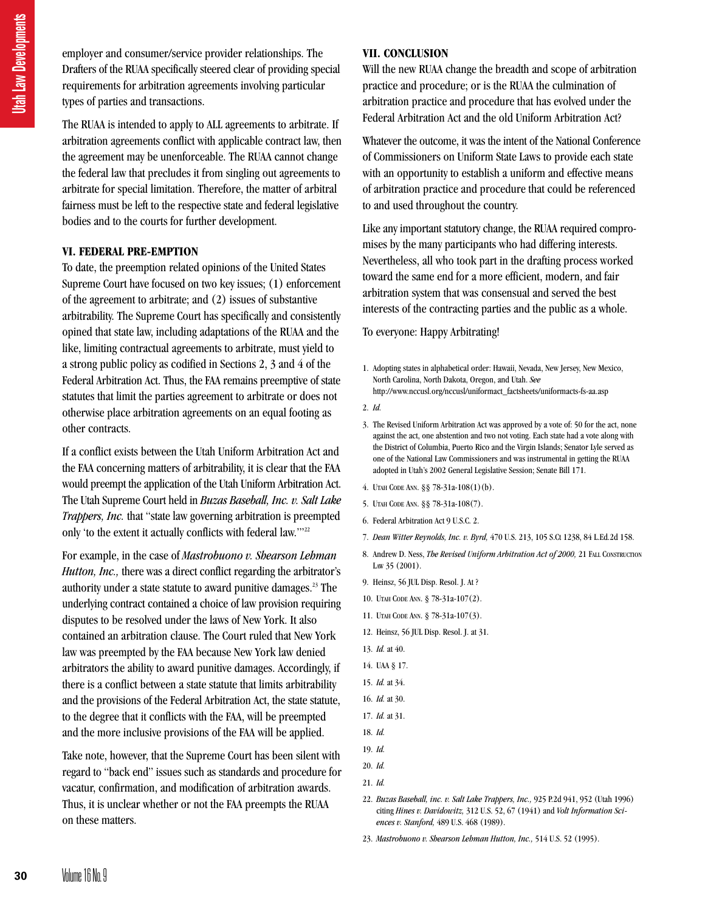employer and consumer/service provider relationships. The Drafters of the RUAA specifically steered clear of providing special requirements for arbitration agreements involving particular types of parties and transactions.

The RUAA is intended to apply to ALL agreements to arbitrate. If arbitration agreements conflict with applicable contract law, then the agreement may be unenforceable. The RUAA cannot change the federal law that precludes it from singling out agreements to arbitrate for special limitation. Therefore, the matter of arbitral fairness must be left to the respective state and federal legislative bodies and to the courts for further development.

## VI. FEDERAL PRE-EMPTION

To date, the preemption related opinions of the United States Supreme Court have focused on two key issues; (1) enforcement of the agreement to arbitrate; and (2) issues of substantive arbitrability. The Supreme Court has specifically and consistently opined that state law, including adaptations of the RUAA and the like, limiting contractual agreements to arbitrate, must yield to a strong public policy as codified in Sections 2, 3 and 4 of the Federal Arbitration Act. Thus, the FAA remains preemptive of state statutes that limit the parties agreement to arbitrate or does not otherwise place arbitration agreements on an equal footing as other contracts.

If a conflict exists between the Utah Uniform Arbitration Act and the FAA concerning matters of arbitrability, it is clear that the FAA would preempt the application of the Utah Uniform Arbitration Act. The Utah Supreme Court held in *Buzas Baseball, Inc. v. Salt Lake Trappers, Inc.* that "state law governing arbitration is preempted only 'to the extent it actually conflicts with federal law.'"[22]

For example, in the case of *Mastrobuono v. Shearson Lehman Hutton, Inc.,* there was a direct conflict regarding the arbitrator's authority under a state statute to award punitive damages.[23] The underlying contract contained a choice of law provision requiring disputes to be resolved under the laws of New York. It also contained an arbitration clause. The Court ruled that New York law was preempted by the FAA because New York law denied arbitrators the ability to award punitive damages. Accordingly, if there is a conflict between a state statute that limits arbitrability and the provisions of the Federal Arbitration Act, the state statute, to the degree that it conflicts with the FAA, will be preempted and the more inclusive provisions of the FAA will be applied.

Take note, however, that the Supreme Court has been silent with regard to "back end" issues such as standards and procedure for vacatur, confirmation, and modification of arbitration awards. Thus, it is unclear whether or not the FAA preempts the RUAA on these matters.

## VII. CONCLUSION

Will the new RUAA change the breadth and scope of arbitration practice and procedure; or is the RUAA the culmination of arbitration practice and procedure that has evolved under the Federal Arbitration Act and the old Uniform Arbitration Act?

Whatever the outcome, it was the intent of the National Conference of Commissioners on Uniform State Laws to provide each state with an opportunity to establish a uniform and effective means of arbitration practice and procedure that could be referenced to and used throughout the country.

Like any important statutory change, the RUAA required compromises by the many participants who had differing interests. Nevertheless, all who took part in the drafting process worked toward the same end for a more efficient, modern, and fair arbitration system that was consensual and served the best interests of the contracting parties and the public as a whole.

To everyone: Happy Arbitrating!

1. Adopting states in alphabetical order: Hawaii, Nevada, New Jersey, New Mexico, North Carolina, North Dakota, Oregon, and Utah. *See* http://www.nccusl.org/nccusl/uniformact_factsheets/uniformacts-fs-aa.asp
2. *Id.*
3. The Revised Uniform Arbitration Act was approved by a vote of: 50 for the act, none against the act, one abstention and two not voting. Each state had a vote along with the District of Columbia, Puerto Rico and the Virgin Islands; Senator Lyle served as one of the National Law Commissioners and was instrumental in getting the RUAA adopted in Utah's 2002 General Legislative Session; Senate Bill 171.
4. Utah Code Ann. §§ 78-31a-108(1)(b).
5. Utah Code Ann. §§ 78-31a-108(7).
6. Federal Arbitration Act 9 U.S.C. 2.
7. *Dean Witter Reynolds, Inc. v. Byrd,* 470 U.S. 213, 105 S.Ct 1238, 84 L.Ed.2d 158.
8. Andrew D. Ness, *The Revised Uniform Arbitration Act of 2000,* 21 Fall Construction Law 35 (2001).
9. Heinsz, 56 JUL Disp. Resol. J. At ?
10. Utah Code Ann. § 78-31a-107(2).
11. Utah Code Ann. § 78-31a-107(3).
12. Heinsz, 56 JUL Disp. Resol. J. at 31.
13. *Id.* at 40.
14. UAA § 17.
15. *Id.* at 34.
16. *Id.* at 30.
17. *Id.* at 31.
18. *Id.*
19. *Id.*
20. *Id.*
21. *Id.*
22. *Buzas Baseball, inc. v. Salt Lake Trappers, Inc.,* 925 P.2d 941, 952 (Utah 1996) citing *Hines v. Davidowitz,* 312 U.S. 52, 67 (1941) and *Volt Information Sciences v. Stanford,* 489 U.S. 468 (1989).
23. *Mastrobuono v. Shearson Lehman Hutton, Inc.,* 514 U.S. 52 (1995).